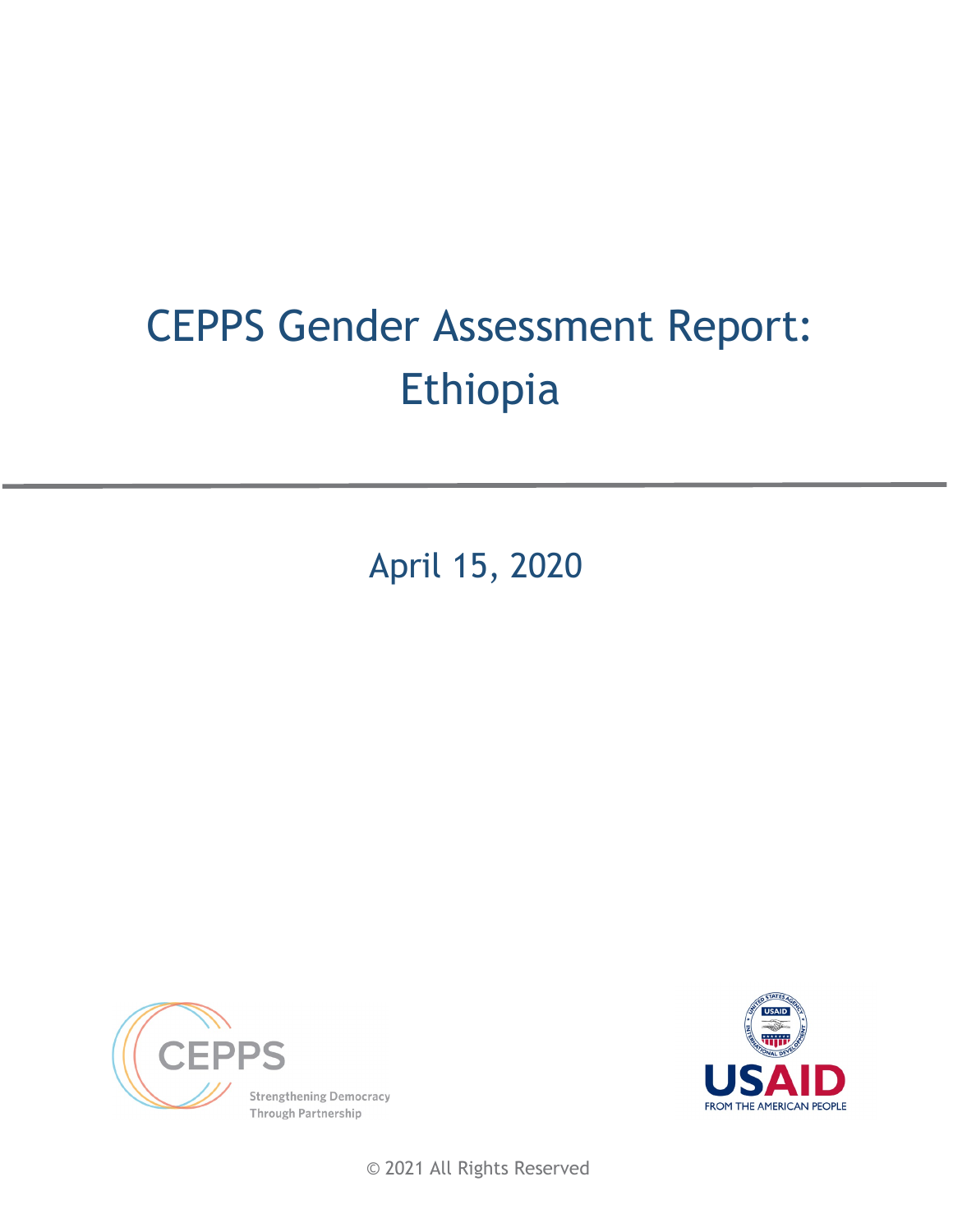# CEPPS Gender Assessment Report: Ethiopia

April 15, 2020

CEPPS

Strengthening Democracy Through Partnership

USAID

FROM THE AMERICAN PEOPLE

© 2021 All Rights Reserved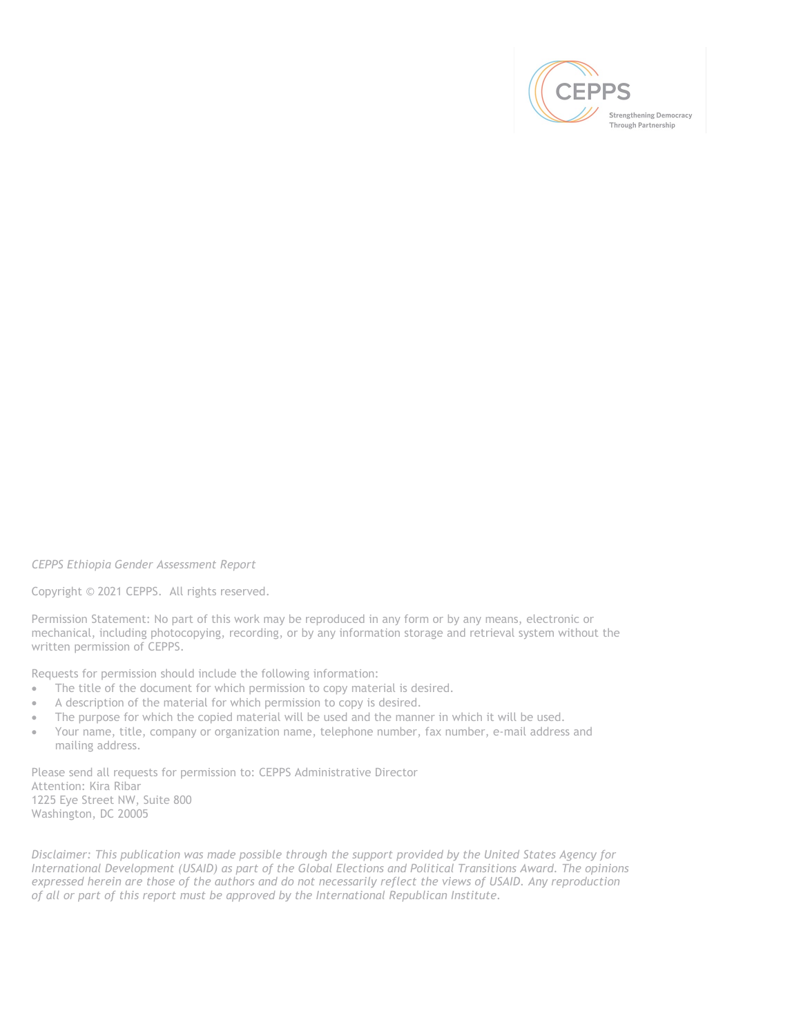*CEPPS Ethiopia Gender Assessment Report*

Copyright © 2021 CEPPS. All rights reserved.

Permission Statement: No part of this work may be reproduced in any form or by any means, electronic or mechanical, including photocopying, recording, or by any information storage and retrieval system without the written permission of CEPPS.

Requests for permission should include the following information:

- The title of the document for which permission to copy material is desired.
- A description of the material for which permission to copy is desired.
- The purpose for which the copied material will be used and the manner in which it will be used.
- Your name, title, company or organization name, telephone number, fax number, e-mail address and mailing address.

Please send all requests for permission to: CEPPS Administrative Director
Attention: Kira Ribar
1225 Eye Street NW, Suite 800
Washington, DC 20005

*Disclaimer: This publication was made possible through the support provided by the United States Agency for International Development (USAID) as part of the Global Elections and Political Transitions Award. The opinions expressed herein are those of the authors and do not necessarily reflect the views of USAID. Any reproduction of all or part of this report must be approved by the International Republican Institute.*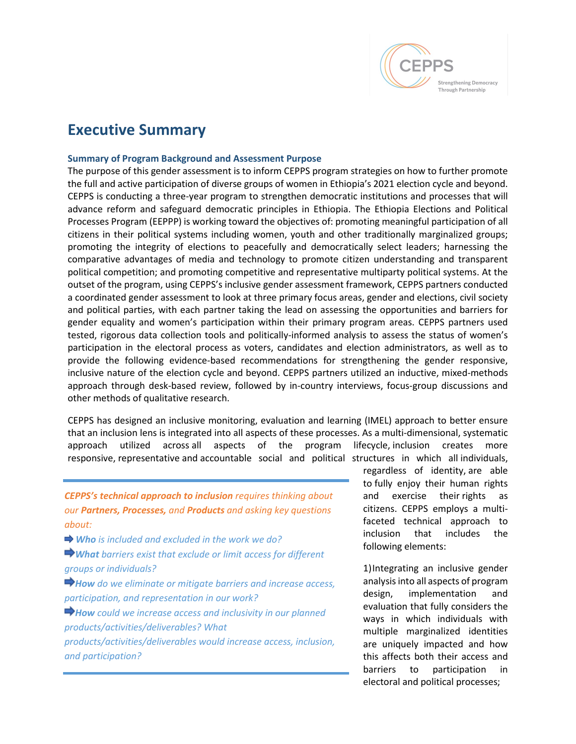# Executive Summary

### Summary of Program Background and Assessment Purpose

The purpose of this gender assessment is to inform CEPPS program strategies on how to further promote the full and active participation of diverse groups of women in Ethiopia's 2021 election cycle and beyond. CEPPS is conducting a three-year program to strengthen democratic institutions and processes that will advance reform and safeguard democratic principles in Ethiopia. The Ethiopia Elections and Political Processes Program (EEPPP) is working toward the objectives of: promoting meaningful participation of all citizens in their political systems including women, youth and other traditionally marginalized groups; promoting the integrity of elections to peacefully and democratically select leaders; harnessing the comparative advantages of media and technology to promote citizen understanding and transparent political competition; and promoting competitive and representative multiparty political systems. At the outset of the program, using CEPPS's inclusive gender assessment framework, CEPPS partners conducted a coordinated gender assessment to look at three primary focus areas, gender and elections, civil society and political parties, with each partner taking the lead on assessing the opportunities and barriers for gender equality and women's participation within their primary program areas. CEPPS partners used tested, rigorous data collection tools and politically-informed analysis to assess the status of women's participation in the electoral process as voters, candidates and election administrators, as well as to provide the following evidence-based recommendations for strengthening the gender responsive, inclusive nature of the election cycle and beyond. CEPPS partners utilized an inductive, mixed-methods approach through desk-based review, followed by in-country interviews, focus-group discussions and other methods of qualitative research.

CEPPS has designed an inclusive monitoring, evaluation and learning (IMEL) approach to better ensure that an inclusion lens is integrated into all aspects of these processes. As a multi-dimensional, systematic approach utilized across all aspects of the program lifecycle, inclusion creates more responsive, representative and accountable social and political structures in which all individuals, regardless of identity, are able to fully enjoy their human rights and exercise their rights as citizens. CEPPS employs a multi-faceted technical approach to inclusion that includes the following elements:

> ***CEPPS's technical approach to inclusion*** *requires thinking about our* ***Partners, Processes,*** *and* ***Products*** *and asking key questions about:*
>
> ➡ ***Who*** *is included and excluded in the work we do?*
>
> ➡ ***What*** *barriers exist that exclude or limit access for different groups or individuals?*
>
> ➡ ***How*** *do we eliminate or mitigate barriers and increase access, participation, and representation in our work?*
>
> ➡ ***How*** *could we increase access and inclusivity in our planned products/activities/deliverables? What products/activities/deliverables would increase access, inclusion, and participation?*

1) Integrating an inclusive gender analysis into all aspects of program design, implementation and evaluation that fully considers the ways in which individuals with multiple marginalized identities are uniquely impacted and how this affects both their access and barriers to participation in electoral and political processes;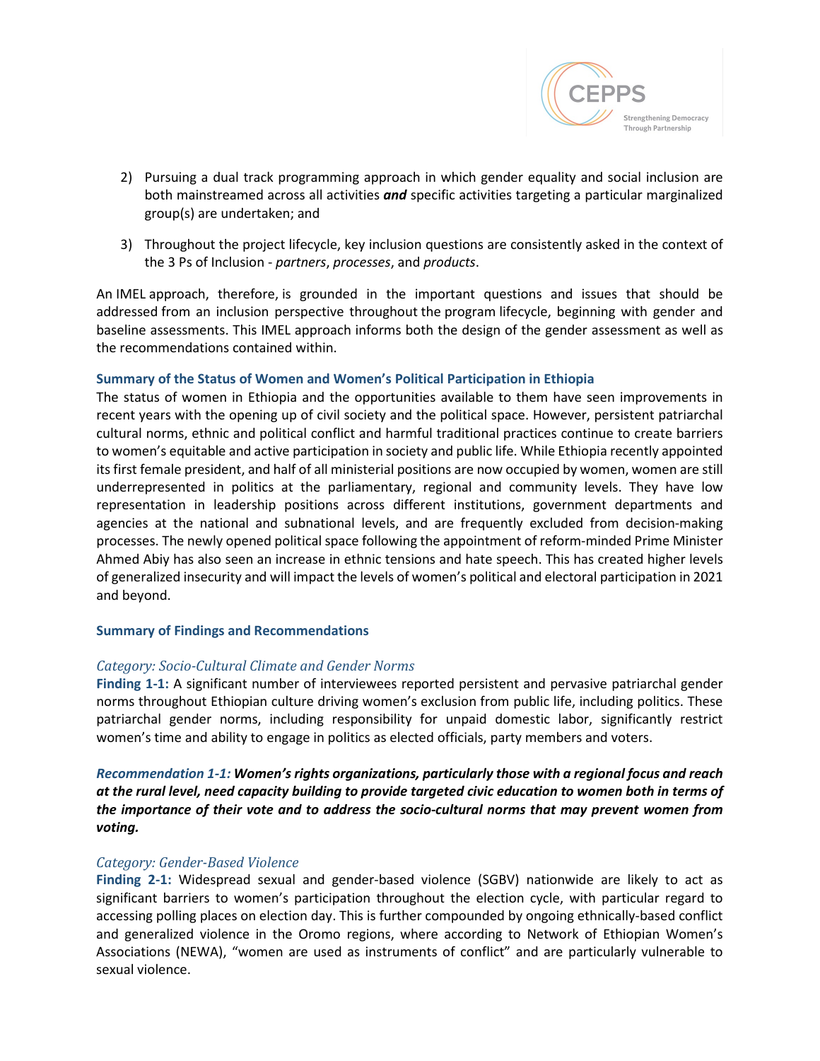2) Pursuing a dual track programming approach in which gender equality and social inclusion are both mainstreamed across all activities ***and*** specific activities targeting a particular marginalized group(s) are undertaken; and

3) Throughout the project lifecycle, key inclusion questions are consistently asked in the context of the 3 Ps of Inclusion - *partners*, *processes*, and *products*.

An IMEL approach, therefore, is grounded in the important questions and issues that should be addressed from an inclusion perspective throughout the program lifecycle, beginning with gender and baseline assessments. This IMEL approach informs both the design of the gender assessment as well as the recommendations contained within.

### Summary of the Status of Women and Women's Political Participation in Ethiopia

The status of women in Ethiopia and the opportunities available to them have seen improvements in recent years with the opening up of civil society and the political space. However, persistent patriarchal cultural norms, ethnic and political conflict and harmful traditional practices continue to create barriers to women's equitable and active participation in society and public life. While Ethiopia recently appointed its first female president, and half of all ministerial positions are now occupied by women, women are still underrepresented in politics at the parliamentary, regional and community levels. They have low representation in leadership positions across different institutions, government departments and agencies at the national and subnational levels, and are frequently excluded from decision-making processes. The newly opened political space following the appointment of reform-minded Prime Minister Ahmed Abiy has also seen an increase in ethnic tensions and hate speech. This has created higher levels of generalized insecurity and will impact the levels of women's political and electoral participation in 2021 and beyond.

### Summary of Findings and Recommendations

#### *Category: Socio-Cultural Climate and Gender Norms*

**Finding 1-1:** A significant number of interviewees reported persistent and pervasive patriarchal gender norms throughout Ethiopian culture driving women's exclusion from public life, including politics. These patriarchal gender norms, including responsibility for unpaid domestic labor, significantly restrict women's time and ability to engage in politics as elected officials, party members and voters.

***Recommendation 1-1: Women's rights organizations, particularly those with a regional focus and reach at the rural level, need capacity building to provide targeted civic education to women both in terms of the importance of their vote and to address the socio-cultural norms that may prevent women from voting.***

#### *Category: Gender-Based Violence*

**Finding 2-1:** Widespread sexual and gender-based violence (SGBV) nationwide are likely to act as significant barriers to women's participation throughout the election cycle, with particular regard to accessing polling places on election day. This is further compounded by ongoing ethnically-based conflict and generalized violence in the Oromo regions, where according to Network of Ethiopian Women's Associations (NEWA), "women are used as instruments of conflict" and are particularly vulnerable to sexual violence.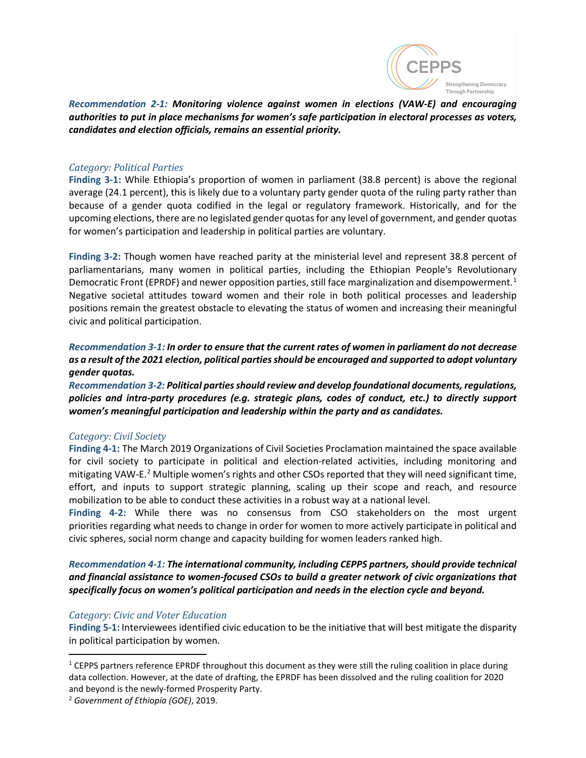***Recommendation 2-1:*** ***Monitoring violence against women in elections (VAW-E) and encouraging authorities to put in place mechanisms for women's safe participation in electoral processes as voters, candidates and election officials, remains an essential priority.***

*Category: Political Parties*

**Finding 3-1:** While Ethiopia's proportion of women in parliament (38.8 percent) is above the regional average (24.1 percent), this is likely due to a voluntary party gender quota of the ruling party rather than because of a gender quota codified in the legal or regulatory framework. Historically, and for the upcoming elections, there are no legislated gender quotas for any level of government, and gender quotas for women's participation and leadership in political parties are voluntary.

**Finding 3-2:** Though women have reached parity at the ministerial level and represent 38.8 percent of parliamentarians, many women in political parties, including the Ethiopian People's Revolutionary Democratic Front (EPRDF) and newer opposition parties, still face marginalization and disempowerment.[1] Negative societal attitudes toward women and their role in both political processes and leadership positions remain the greatest obstacle to elevating the status of women and increasing their meaningful civic and political participation.

***Recommendation 3-1:*** ***In order to ensure that the current rates of women in parliament do not decrease as a result of the 2021 election, political parties should be encouraged and supported to adopt voluntary gender quotas.***

***Recommendation 3-2:*** ***Political parties should review and develop foundational documents, regulations, policies and intra-party procedures (e.g. strategic plans, codes of conduct, etc.) to directly support women's meaningful participation and leadership within the party and as candidates.***

*Category: Civil Society*

**Finding 4-1:** The March 2019 Organizations of Civil Societies Proclamation maintained the space available for civil society to participate in political and election-related activities, including monitoring and mitigating VAW-E.[2] Multiple women's rights and other CSOs reported that they will need significant time, effort, and inputs to support strategic planning, scaling up their scope and reach, and resource mobilization to be able to conduct these activities in a robust way at a national level.

**Finding 4-2:** While there was no consensus from CSO stakeholders on the most urgent priorities regarding what needs to change in order for women to more actively participate in political and civic spheres, social norm change and capacity building for women leaders ranked high.

***Recommendation 4-1:*** ***The international community, including CEPPS partners, should provide technical and financial assistance to women-focused CSOs to build a greater network of civic organizations that specifically focus on women's political participation and needs in the election cycle and beyond.***

*Category: Civic and Voter Education*

**Finding 5-1:** Interviewees identified civic education to be the initiative that will best mitigate the disparity in political participation by women.

---

[1] CEPPS partners reference EPRDF throughout this document as they were still the ruling coalition in place during data collection. However, at the date of drafting, the EPRDF has been dissolved and the ruling coalition for 2020 and beyond is the newly-formed Prosperity Party.

[2] *Government of Ethiopia (GOE)*, 2019.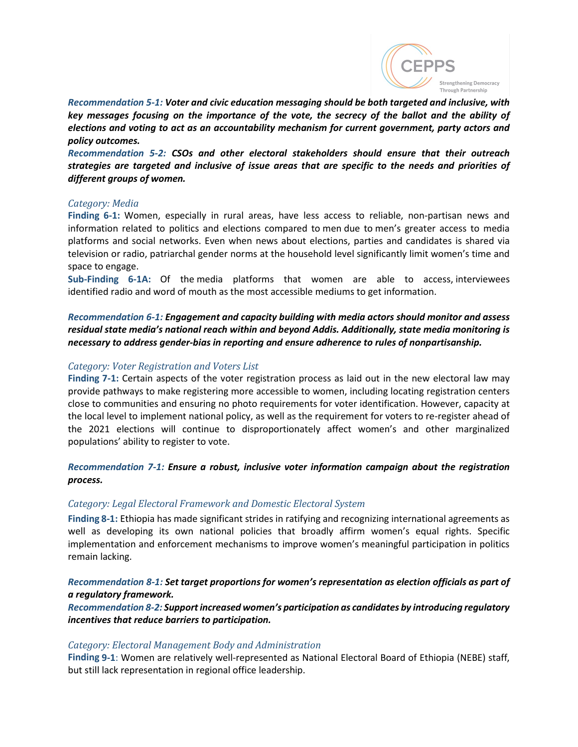***Recommendation 5-1:*** ***Voter and civic education messaging should be both targeted and inclusive, with key messages focusing on the importance of the vote, the secrecy of the ballot and the ability of elections and voting to act as an accountability mechanism for current government, party actors and policy outcomes.***

***Recommendation 5-2:*** ***CSOs and other electoral stakeholders should ensure that their outreach strategies are targeted and inclusive of issue areas that are specific to the needs and priorities of different groups of women.***

*Category: Media*

**Finding 6-1:** Women, especially in rural areas, have less access to reliable, non-partisan news and information related to politics and elections compared to men due to men's greater access to media platforms and social networks. Even when news about elections, parties and candidates is shared via television or radio, patriarchal gender norms at the household level significantly limit women's time and space to engage.

**Sub-Finding 6-1A:** Of the media platforms that women are able to access, interviewees identified radio and word of mouth as the most accessible mediums to get information.

***Recommendation 6-1:*** ***Engagement and capacity building with media actors should monitor and assess residual state media's national reach within and beyond Addis. Additionally, state media monitoring is necessary to address gender-bias in reporting and ensure adherence to rules of nonpartisanship.***

*Category: Voter Registration and Voters List*

**Finding 7-1:** Certain aspects of the voter registration process as laid out in the new electoral law may provide pathways to make registering more accessible to women, including locating registration centers close to communities and ensuring no photo requirements for voter identification. However, capacity at the local level to implement national policy, as well as the requirement for voters to re-register ahead of the 2021 elections will continue to disproportionately affect women's and other marginalized populations' ability to register to vote.

***Recommendation 7-1:*** ***Ensure a robust, inclusive voter information campaign about the registration process.***

*Category: Legal Electoral Framework and Domestic Electoral System*

**Finding 8-1:** Ethiopia has made significant strides in ratifying and recognizing international agreements as well as developing its own national policies that broadly affirm women's equal rights. Specific implementation and enforcement mechanisms to improve women's meaningful participation in politics remain lacking.

***Recommendation 8-1:*** ***Set target proportions for women's representation as election officials as part of a regulatory framework.***

***Recommendation 8-2:*** ***Support increased women's participation as candidates by introducing regulatory incentives that reduce barriers to participation.***

*Category: Electoral Management Body and Administration*

**Finding 9-1**: Women are relatively well-represented as National Electoral Board of Ethiopia (NEBE) staff, but still lack representation in regional office leadership.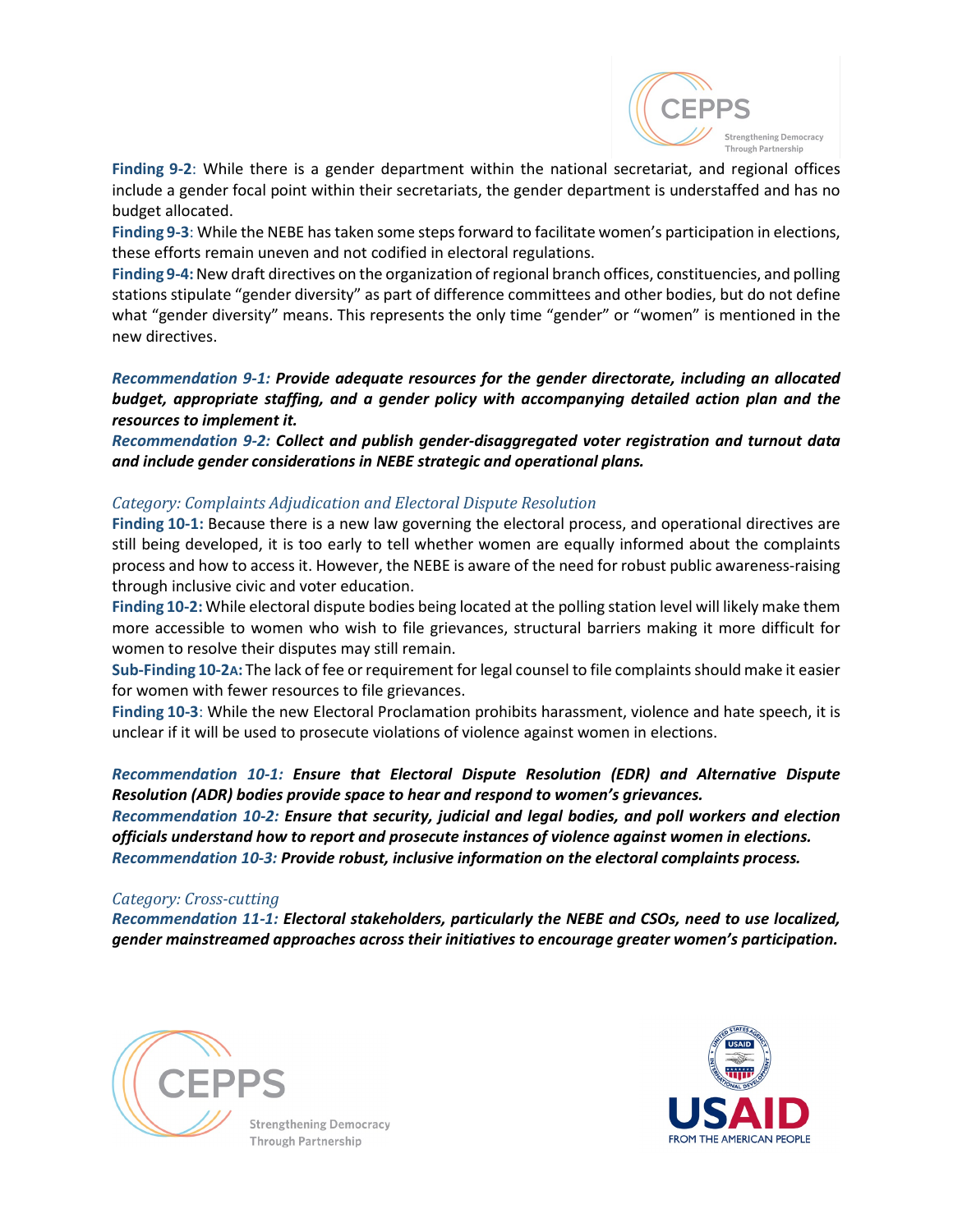**Finding 9-2**: While there is a gender department within the national secretariat, and regional offices include a gender focal point within their secretariats, the gender department is understaffed and has no budget allocated.

**Finding 9-3**: While the NEBE has taken some steps forward to facilitate women's participation in elections, these efforts remain uneven and not codified in electoral regulations.

**Finding 9-4:** New draft directives on the organization of regional branch offices, constituencies, and polling stations stipulate "gender diversity" as part of difference committees and other bodies, but do not define what "gender diversity" means. This represents the only time "gender" or "women" is mentioned in the new directives.

***Recommendation 9-1:* *Provide adequate resources for the gender directorate, including an allocated budget, appropriate staffing, and a gender policy with accompanying detailed action plan and the resources to implement it.***

***Recommendation 9-2:* *Collect and publish gender-disaggregated voter registration and turnout data and include gender considerations in NEBE strategic and operational plans.***

*Category: Complaints Adjudication and Electoral Dispute Resolution*

**Finding 10-1:** Because there is a new law governing the electoral process, and operational directives are still being developed, it is too early to tell whether women are equally informed about the complaints process and how to access it. However, the NEBE is aware of the need for robust public awareness-raising through inclusive civic and voter education.

**Finding 10-2:** While electoral dispute bodies being located at the polling station level will likely make them more accessible to women who wish to file grievances, structural barriers making it more difficult for women to resolve their disputes may still remain.

**Sub-Finding 10-2A:** The lack of fee or requirement for legal counsel to file complaints should make it easier for women with fewer resources to file grievances.

**Finding 10-3**: While the new Electoral Proclamation prohibits harassment, violence and hate speech, it is unclear if it will be used to prosecute violations of violence against women in elections.

***Recommendation 10-1:* *Ensure that Electoral Dispute Resolution (EDR) and Alternative Dispute Resolution (ADR) bodies provide space to hear and respond to women's grievances.***

***Recommendation 10-2:* *Ensure that security, judicial and legal bodies, and poll workers and election officials understand how to report and prosecute instances of violence against women in elections.***

***Recommendation 10-3:* *Provide robust, inclusive information on the electoral complaints process.***

*Category: Cross-cutting*

***Recommendation 11-1:* *Electoral stakeholders, particularly the NEBE and CSOs, need to use localized, gender mainstreamed approaches across their initiatives to encourage greater women's participation.***